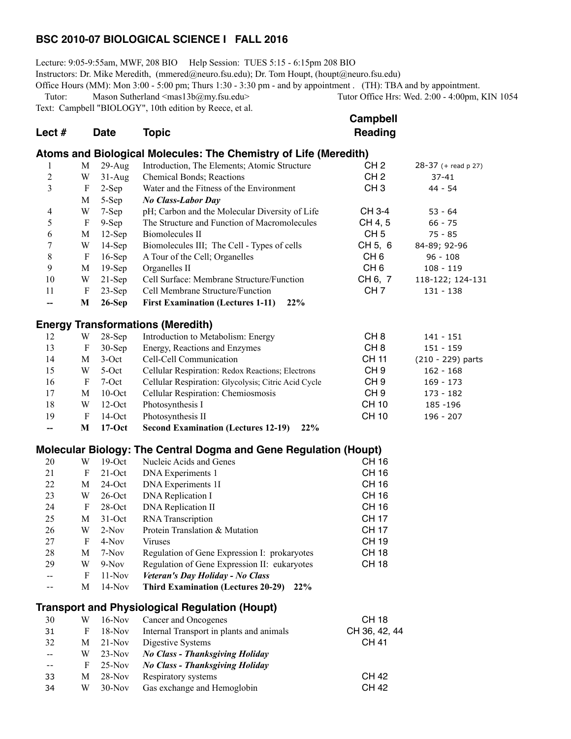## BSC 2010-07 BIOLOGICAL SCIENCE I FALL 2016

Lecture: 9:05-9:55am, MWF, 208 BIO Help Session: TUES 5:15 - 6:15pm 208 BIO
Instructors: Dr. Mike Meredith, (mmered@neuro.fsu.edu); Dr. Tom Houpt, (houpt@neuro.fsu.edu)
Office Hours (MM): Mon 3:00 - 5:00 pm; Thurs 1:30 - 3:30 pm - and by appointment . (TH): TBA and by appointment.
Tutor: Mason Sutherland <mas13b@my.fsu.edu> Tutor Office Hrs: Wed. 2:00 - 4:00pm, KIN 1054
Text: Campbell "BIOLOGY", 10th edition by Reece, et al.

| Lect # | | Date | Topic | Campbell Reading | |
|---|---|---|---|---|---|
| **Atoms and Biological Molecules: The Chemistry of Life (Meredith)** | | | | | |
| 1 | M | 29-Aug | Introduction, The Elements; Atomic Structure | CH 2 | 28-37 (+ read p 27) |
| 2 | W | 31-Aug | Chemical Bonds; Reactions | CH 2 | 37-41 |
| 3 | F | 2-Sep | Water and the Fitness of the Environment | CH 3 | 44 - 54 |
| | M | 5-Sep | ***No Class-Labor Day*** | | |
| 4 | W | 7-Sep | pH; Carbon and the Molecular Diversity of Life | CH 3-4 | 53 - 64 |
| 5 | F | 9-Sep | The Structure and Function of Macromolecules | CH 4, 5 | 66 - 75 |
| 6 | M | 12-Sep | Biomolecules II | CH 5 | 75 - 85 |
| 7 | W | 14-Sep | Biomolecules III; The Cell - Types of cells | CH 5, 6 | 84-89; 92-96 |
| 8 | F | 16-Sep | A Tour of the Cell; Organelles | CH 6 | 96 - 108 |
| 9 | M | 19-Sep | Organelles II | CH 6 | 108 - 119 |
| 10 | W | 21-Sep | Cell Surface: Membrane Structure/Function | CH 6, 7 | 118-122; 124-131 |
| 11 | F | 23-Sep | Cell Membrane Structure/Function | CH 7 | 131 - 138 |
| -- | **M** | **26-Sep** | **First Examination (Lectures 1-11) 22%** | | |
| **Energy Transformations (Meredith)** | | | | | |
| 12 | W | 28-Sep | Introduction to Metabolism: Energy | CH 8 | 141 - 151 |
| 13 | F | 30-Sep | Energy, Reactions and Enzymes | CH 8 | 151 - 159 |
| 14 | M | 3-Oct | Cell-Cell Communication | CH 11 | (210 - 229) parts |
| 15 | W | 5-Oct | Cellular Respiration: Redox Reactions; Electrons | CH 9 | 162 - 168 |
| 16 | F | 7-Oct | Cellular Respiration: Glycolysis; Citric Acid Cycle | CH 9 | 169 - 173 |
| 17 | M | 10-Oct | Cellular Respiration: Chemiosmosis | CH 9 | 173 - 182 |
| 18 | W | 12-Oct | Photosynthesis I | CH 10 | 185 -196 |
| 19 | F | 14-Oct | Photosynthesis II | CH 10 | 196 - 207 |
| -- | **M** | **17-Oct** | **Second Examination (Lectures 12-19) 22%** | | |
| **Molecular Biology: The Central Dogma and Gene Regulation (Houpt)** | | | | | |
| 20 | W | 19-Oct | Nucleic Acids and Genes | CH 16 | |
| 21 | F | 21-Oct | DNA Experiments 1 | CH 16 | |
| 22 | M | 24-Oct | DNA Experiments 1I | CH 16 | |
| 23 | W | 26-Oct | DNA Replication I | CH 16 | |
| 24 | F | 28-Oct | DNA Replication II | CH 16 | |
| 25 | M | 31-Oct | RNA Transcription | CH 17 | |
| 26 | W | 2-Nov | Protein Translation & Mutation | CH 17 | |
| 27 | F | 4-Nov | Viruses | CH 19 | |
| 28 | M | 7-Nov | Regulation of Gene Expression I: prokaryotes | CH 18 | |
| 29 | W | 9-Nov | Regulation of Gene Expression II: eukaryotes | CH 18 | |
| -- | F | 11-Nov | ***Veteran's Day Holiday - No Class*** | | |
| -- | M | 14-Nov | **Third Examination (Lectures 20-29) 22%** | | |
| **Transport and Physiological Regulation (Houpt)** | | | | | |
| 30 | W | 16-Nov | Cancer and Oncogenes | CH 18 | |
| 31 | F | 18-Nov | Internal Transport in plants and animals | CH 36, 42, 44 | |
| 32 | M | 21-Nov | Digestive Systems | CH 41 | |
| -- | W | 23-Nov | ***No Class - Thanksgiving Holiday*** | | |
| -- | F | 25-Nov | ***No Class - Thanksgiving Holiday*** | | |
| 33 | M | 28-Nov | Respiratory systems | CH 42 | |
| 34 | W | 30-Nov | Gas exchange and Hemoglobin | CH 42 | |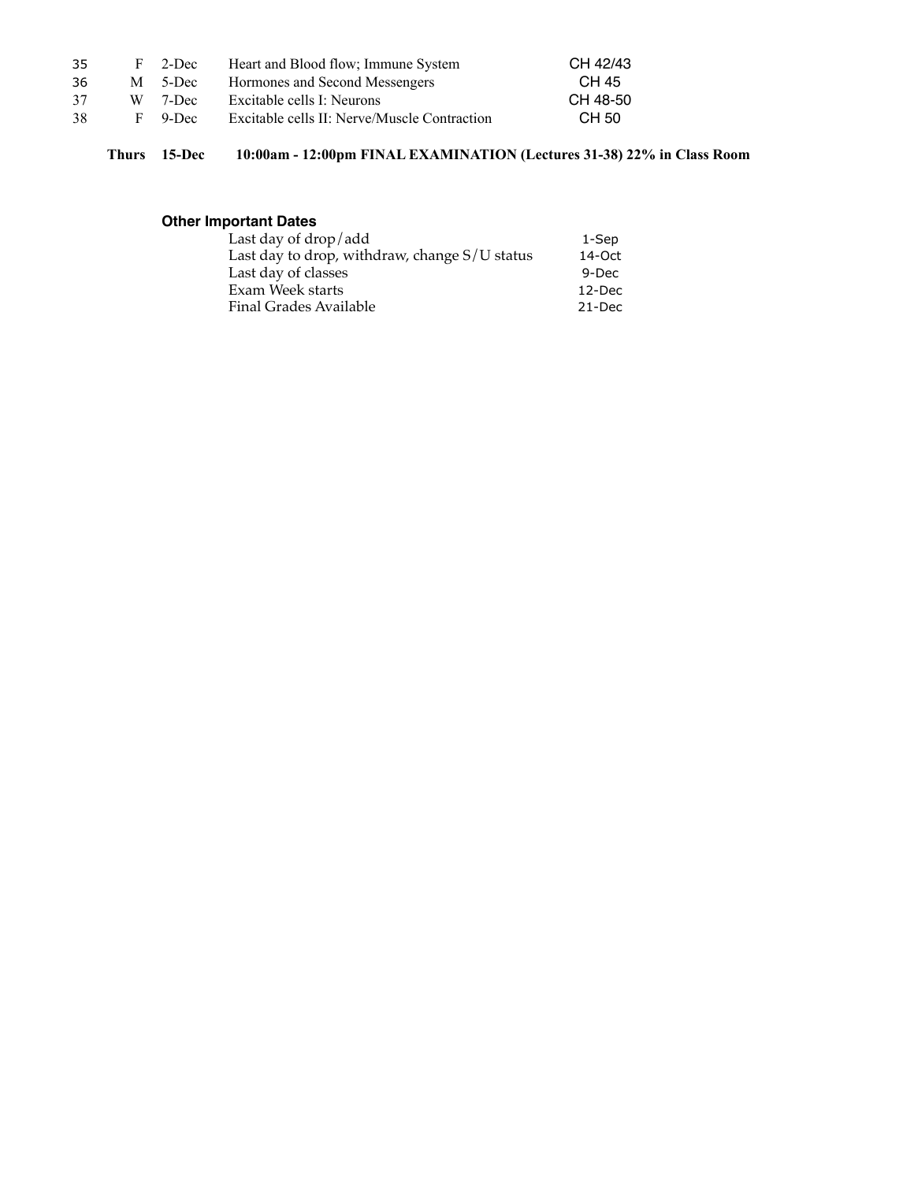| | | | | |
|---|---|---|---|---|
| 35 | F | 2-Dec | Heart and Blood flow; Immune System | CH 42/43 |
| 36 | M | 5-Dec | Hormones and Second Messengers | CH 45 |
| 37 | W | 7-Dec | Excitable cells I: Neurons | CH 48-50 |
| 38 | F | 9-Dec | Excitable cells II: Nerve/Muscle Contraction | CH 50 |

**Thurs 15-Dec 10:00am - 12:00pm FINAL EXAMINATION (Lectures 31-38) 22% in Class Room**

**Other Important Dates**

| | |
|---|---|
| Last day of drop/add | 1-Sep |
| Last day to drop, withdraw, change S/U status | 14-Oct |
| Last day of classes | 9-Dec |
| Exam Week starts | 12-Dec |
| Final Grades Available | 21-Dec |